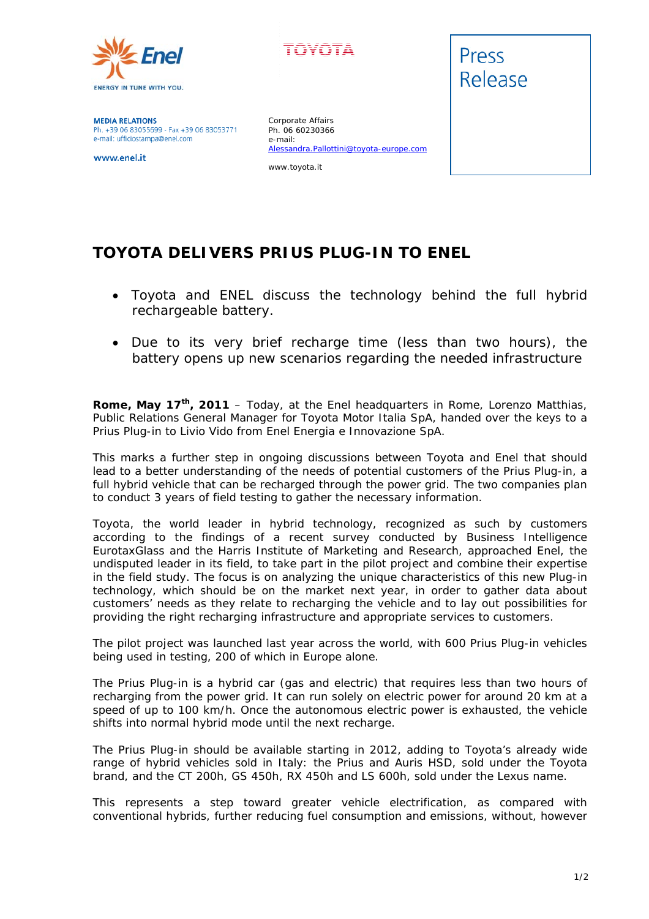Enel

ENERGY IN TUNE WITH YOU.

MEDIA RELATIONS
Ph. +39 06 83055699 - Fax +39 06 83053771
e-mail: ufficiostampa@enel.com

www.enel.it

TOYOTA

Corporate Affairs
Ph. 06 60230366
e-mail:
Alessandra.Pallottini@toyota-europe.com

www.toyota.it

Press Release

# TOYOTA DELIVERS PRIUS PLUG-IN TO ENEL

- Toyota and ENEL discuss the technology behind the full hybrid rechargeable battery.
- Due to its very brief recharge time (less than two hours), the battery opens up new scenarios regarding the needed infrastructure

**Rome, May 17th, 2011** – Today, at the Enel headquarters in Rome, Lorenzo Matthias, Public Relations General Manager for Toyota Motor Italia SpA, handed over the keys to a Prius Plug-in to Livio Vido from Enel Energia e Innovazione SpA.

This marks a further step in ongoing discussions between Toyota and Enel that should lead to a better understanding of the needs of potential customers of the Prius Plug-in, a full hybrid vehicle that can be recharged through the power grid. The two companies plan to conduct 3 years of field testing to gather the necessary information.

Toyota, the world leader in hybrid technology, recognized as such by customers according to the findings of a recent survey conducted by Business Intelligence EurotaxGlass and the Harris Institute of Marketing and Research, approached Enel, the undisputed leader in its field, to take part in the pilot project and combine their expertise in the field study. The focus is on analyzing the unique characteristics of this new Plug-in technology, which should be on the market next year, in order to gather data about customers' needs as they relate to recharging the vehicle and to lay out possibilities for providing the right recharging infrastructure and appropriate services to customers.

The pilot project was launched last year across the world, with 600 Prius Plug-in vehicles being used in testing, 200 of which in Europe alone.

The Prius Plug-in is a hybrid car (gas and electric) that requires less than two hours of recharging from the power grid. It can run solely on electric power for around 20 km at a speed of up to 100 km/h. Once the autonomous electric power is exhausted, the vehicle shifts into normal hybrid mode until the next recharge.

The Prius Plug-in should be available starting in 2012, adding to Toyota's already wide range of hybrid vehicles sold in Italy: the Prius and Auris HSD, sold under the Toyota brand, and the CT 200h, GS 450h, RX 450h and LS 600h, sold under the Lexus name.

This represents a step toward greater vehicle electrification, as compared with conventional hybrids, further reducing fuel consumption and emissions, without, however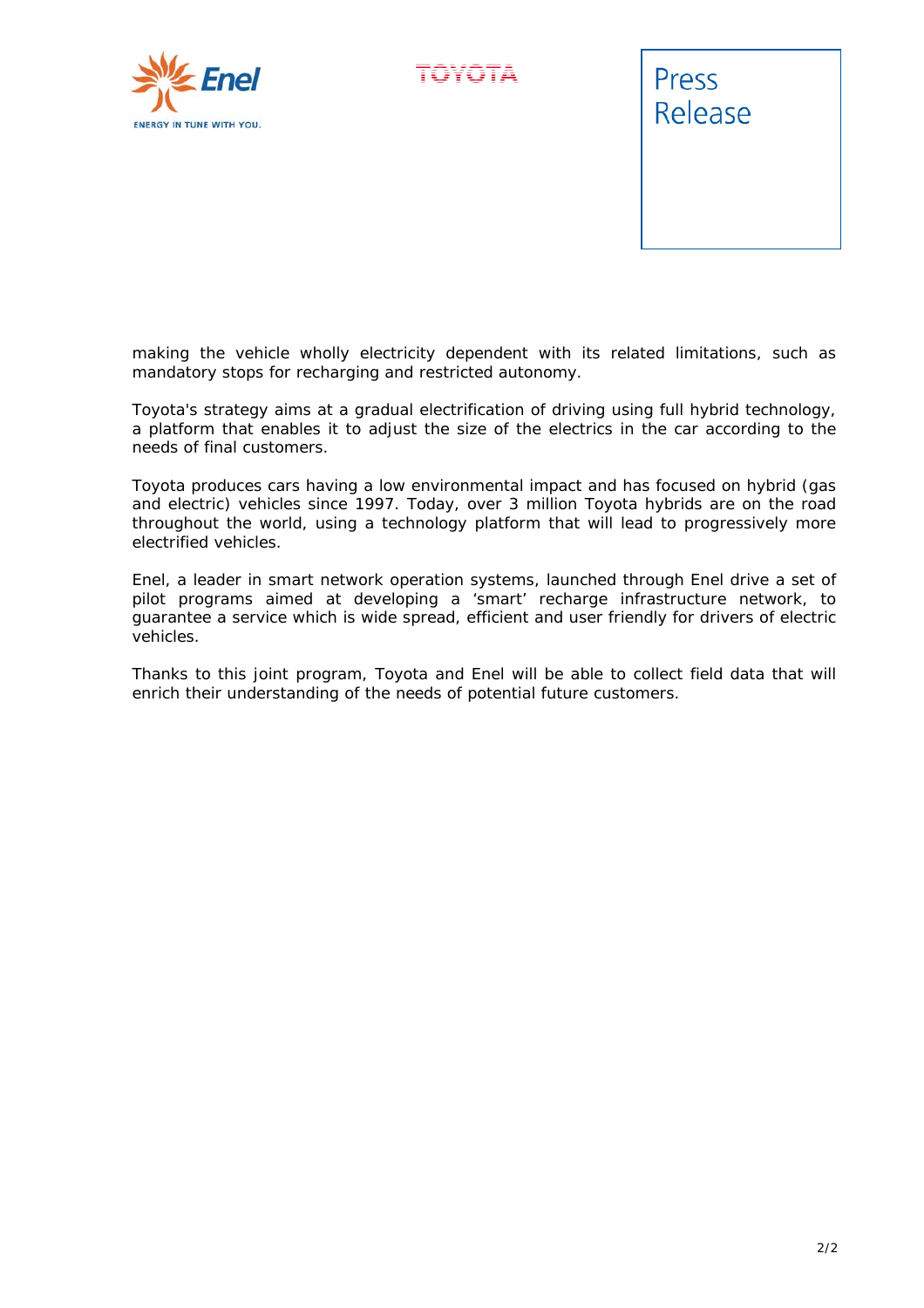making the vehicle wholly electricity dependent with its related limitations, such as mandatory stops for recharging and restricted autonomy.

Toyota's strategy aims at a gradual electrification of driving using full hybrid technology, a platform that enables it to adjust the size of the electrics in the car according to the needs of final customers.

Toyota produces cars having a low environmental impact and has focused on hybrid (gas and electric) vehicles since 1997. Today, over 3 million Toyota hybrids are on the road throughout the world, using a technology platform that will lead to progressively more electrified vehicles.

Enel, a leader in smart network operation systems, launched through Enel drive a set of pilot programs aimed at developing a 'smart' recharge infrastructure network, to guarantee a service which is wide spread, efficient and user friendly for drivers of electric vehicles.

Thanks to this joint program, Toyota and Enel will be able to collect field data that will enrich their understanding of the needs of potential future customers.